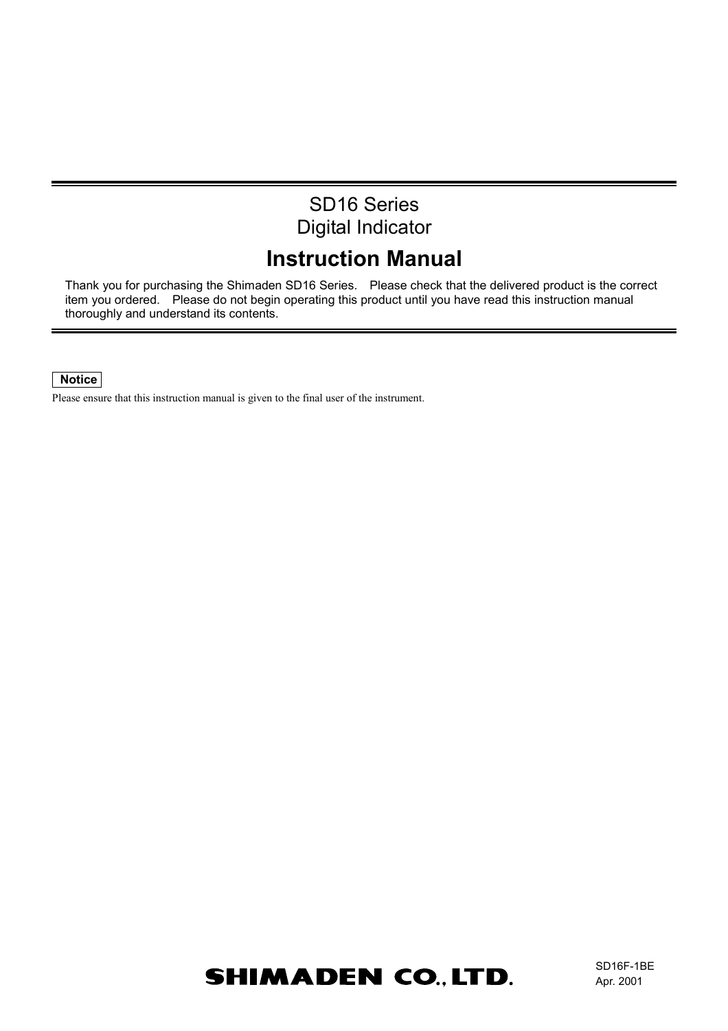# SD16 Series
# Digital Indicator

# Instruction Manual

Thank you for purchasing the Shimaden SD16 Series. Please check that the delivered product is the correct item you ordered. Please do not begin operating this product until you have read this instruction manual thoroughly and understand its contents.

**Notice**

Please ensure that this instruction manual is given to the final user of the instrument.

SHIMADEN CO., LTD.

SD16F-1BE
Apr. 2001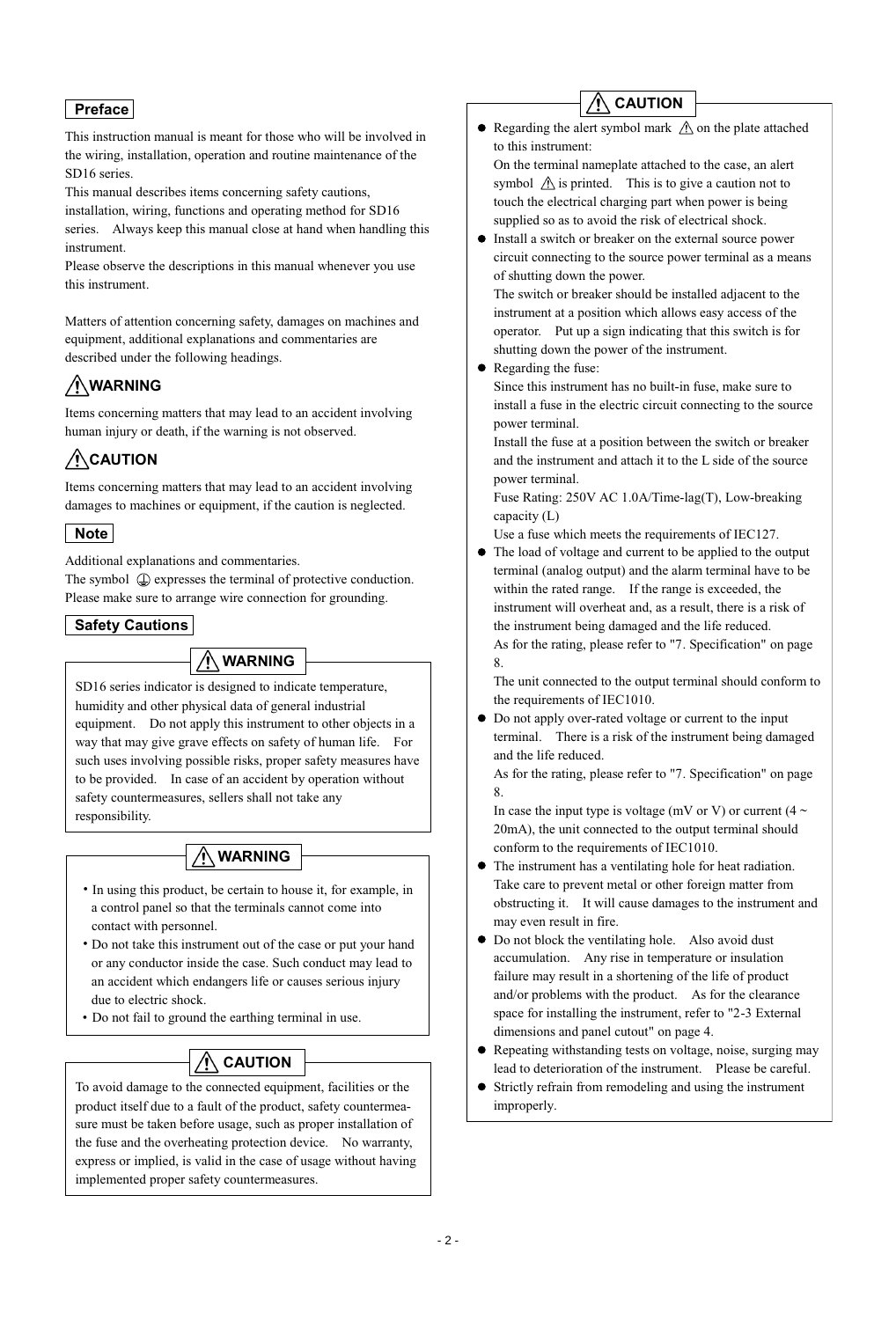## Preface

This instruction manual is meant for those who will be involved in the wiring, installation, operation and routine maintenance of the SD16 series.
This manual describes items concerning safety cautions, installation, wiring, functions and operating method for SD16 series. Always keep this manual close at hand when handling this instrument.
Please observe the descriptions in this manual whenever you use this instrument.

Matters of attention concerning safety, damages on machines and equipment, additional explanations and commentaries are described under the following headings.

### ⚠WARNING

Items concerning matters that may lead to an accident involving human injury or death, if the warning is not observed.

### ⚠CAUTION

Items concerning matters that may lead to an accident involving damages to machines or equipment, if the caution is neglected.

### Note

Additional explanations and commentaries.
The symbol ⏚ expresses the terminal of protective conduction. Please make sure to arrange wire connection for grounding.

## Safety Cautions

### ⚠ WARNING

SD16 series indicator is designed to indicate temperature, humidity and other physical data of general industrial equipment. Do not apply this instrument to other objects in a way that may give grave effects on safety of human life. For such uses involving possible risks, proper safety measures have to be provided. In case of an accident by operation without safety countermeasures, sellers shall not take any responsibility.

### ⚠ WARNING

- In using this product, be certain to house it, for example, in a control panel so that the terminals cannot come into contact with personnel.
- Do not take this instrument out of the case or put your hand or any conductor inside the case. Such conduct may lead to an accident which endangers life or causes serious injury due to electric shock.
- Do not fail to ground the earthing terminal in use.

### ⚠ CAUTION

To avoid damage to the connected equipment, facilities or the product itself due to a fault of the product, safety countermeasure must be taken before usage, such as proper installation of the fuse and the overheating protection device. No warranty, express or implied, is valid in the case of usage without having implemented proper safety countermeasures.

### ⚠ CAUTION

- Regarding the alert symbol mark ⚠ on the plate attached to this instrument:
  On the terminal nameplate attached to the case, an alert symbol ⚠ is printed. This is to give a caution not to touch the electrical charging part when power is being supplied so as to avoid the risk of electrical shock.
- Install a switch or breaker on the external source power circuit connecting to the source power terminal as a means of shutting down the power.
  The switch or breaker should be installed adjacent to the instrument at a position which allows easy access of the operator. Put up a sign indicating that this switch is for shutting down the power of the instrument.
- Regarding the fuse:
  Since this instrument has no built-in fuse, make sure to install a fuse in the electric circuit connecting to the source power terminal.
  Install the fuse at a position between the switch or breaker and the instrument and attach it to the L side of the source power terminal.
  Fuse Rating: 250V AC 1.0A/Time-lag(T), Low-breaking capacity (L)
  Use a fuse which meets the requirements of IEC127.
- The load of voltage and current to be applied to the output terminal (analog output) and the alarm terminal have to be within the rated range. If the range is exceeded, the instrument will overheat and, as a result, there is a risk of the instrument being damaged and the life reduced.
  As for the rating, please refer to "7. Specification" on page 8.
  The unit connected to the output terminal should conform to the requirements of IEC1010.
- Do not apply over-rated voltage or current to the input terminal. There is a risk of the instrument being damaged and the life reduced.
  As for the rating, please refer to "7. Specification" on page 8.
  In case the input type is voltage (mV or V) or current (4 ~ 20mA), the unit connected to the output terminal should conform to the requirements of IEC1010.
- The instrument has a ventilating hole for heat radiation. Take care to prevent metal or other foreign matter from obstructing it. It will cause damages to the instrument and may even result in fire.
- Do not block the ventilating hole. Also avoid dust accumulation. Any rise in temperature or insulation failure may result in a shortening of the life of product and/or problems with the product. As for the clearance space for installing the instrument, refer to "2-3 External dimensions and panel cutout" on page 4.
- Repeating withstanding tests on voltage, noise, surging may lead to deterioration of the instrument. Please be careful.
- Strictly refrain from remodeling and using the instrument improperly.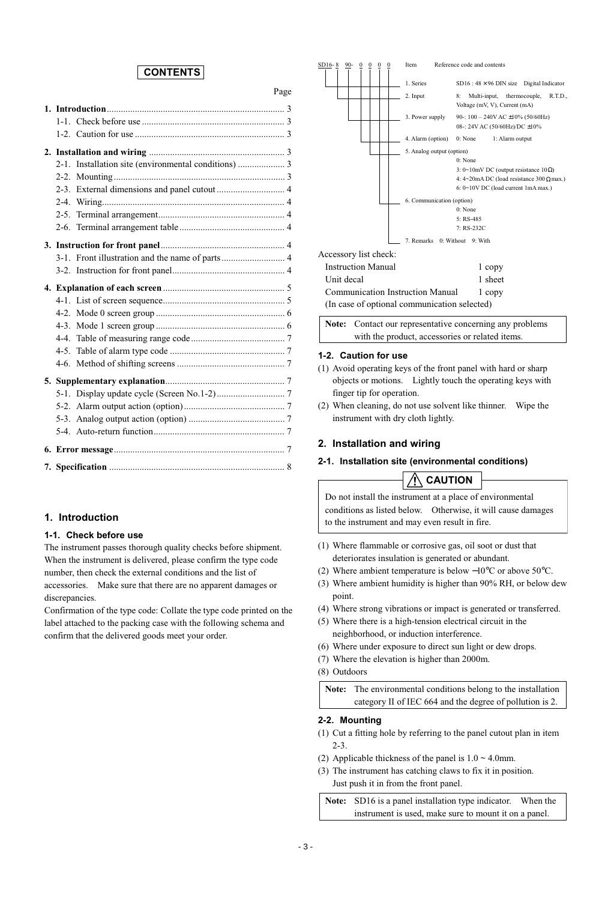## CONTENTS

| | Page |
|---|---|
| **1. Introduction** | 3 |
| 1-1. Check before use | 3 |
| 1-2. Caution for use | 3 |
| **2. Installation and wiring** | 3 |
| 2-1. Installation site (environmental conditions) | 3 |
| 2-2. Mounting | 3 |
| 2-3. External dimensions and panel cutout | 4 |
| 2-4. Wiring | 4 |
| 2-5. Terminal arrangement | 4 |
| 2-6. Terminal arrangement table | 4 |
| **3. Instruction for front panel** | 4 |
| 3-1. Front illustration and the name of parts | 4 |
| 3-2. Instruction for front panel | 4 |
| **4. Explanation of each screen** | 5 |
| 4-1. List of screen sequence | 5 |
| 4-2. Mode 0 screen group | 6 |
| 4-3. Mode 1 screen group | 6 |
| 4-4. Table of measuring range code | 7 |
| 4-5. Table of alarm type code | 7 |
| 4-6. Method of shifting screens | 7 |
| **5. Supplementary explanation** | 7 |
| 5-1. Display update cycle (Screen No.1-2) | 7 |
| 5-2. Alarm output action (option) | 7 |
| 5-3. Analog output action (option) | 7 |
| 5-4. Auto-return function | 7 |
| **6. Error message** | 7 |
| **7. Specification** | 8 |

## 1. Introduction

### 1-1. Check before use

The instrument passes thorough quality checks before shipment. When the instrument is delivered, please confirm the type code number, then check the external conditions and the list of accessories. Make sure that there are no apparent damages or discrepancies.

Confirmation of the type code: Collate the type code printed on the label attached to the packing case with the following schema and confirm that the delivered goods meet your order.

SD16- 8 90- 0 0 0 0

| Item | Reference code and contents |
|---|---|
| 1. Series | SD16 : 48 × 96 DIN size Digital Indicator |
| 2. Input | 8: Multi-input, thermocouple, R.T.D., Voltage (mV, V), Current (mA) |
| 3. Power supply | 90-: 100 – 240V AC ±10% (50/60Hz)<br>08-: 24V AC (50/60Hz)/DC ±10% |
| 4. Alarm (option) | 0: None 1: Alarm output |
| 5. Analog output (option) | 0: None<br>3: 0~10mV DC (output resistance 10Ω)<br>4: 4~20mA DC (load resistance 300Ω max.)<br>6: 0~10V DC (load current 1mA max.) |
| 6. Communication (option) | 0: None<br>5: RS-485<br>7: RS-232C |
| 7. Remarks | 0: Without 9: With |

Accessory list check:

| | |
|---|---|
| Instruction Manual | 1 copy |
| Unit decal | 1 sheet |
| Communication Instruction Manual | 1 copy |

(In case of optional communication selected)

**Note:** Contact our representative concerning any problems with the product, accessories or related items.

### 1-2. Caution for use

(1) Avoid operating keys of the front panel with hard or sharp objects or motions. Lightly touch the operating keys with finger tip for operation.

(2) When cleaning, do not use solvent like thinner. Wipe the instrument with dry cloth lightly.

## 2. Installation and wiring

### 2-1. Installation site (environmental conditions)

**⚠ CAUTION**

Do not install the instrument at a place of environmental conditions as listed below. Otherwise, it will cause damages to the instrument and may even result in fire.

(1) Where flammable or corrosive gas, oil soot or dust that deteriorates insulation is generated or abundant.
(2) Where ambient temperature is below −10℃ or above 50℃.
(3) Where ambient humidity is higher than 90% RH, or below dew point.
(4) Where strong vibrations or impact is generated or transferred.
(5) Where there is a high-tension electrical circuit in the neighborhood, or induction interference.
(6) Where under exposure to direct sun light or dew drops.
(7) Where the elevation is higher than 2000m.
(8) Outdoors

**Note:** The environmental conditions belong to the installation category II of IEC 664 and the degree of pollution is 2.

### 2-2. Mounting

(1) Cut a fitting hole by referring to the panel cutout plan in item 2-3.
(2) Applicable thickness of the panel is 1.0 ~ 4.0mm.
(3) The instrument has catching claws to fix it in position. Just push it in from the front panel.

**Note:** SD16 is a panel installation type indicator. When the instrument is used, make sure to mount it on a panel.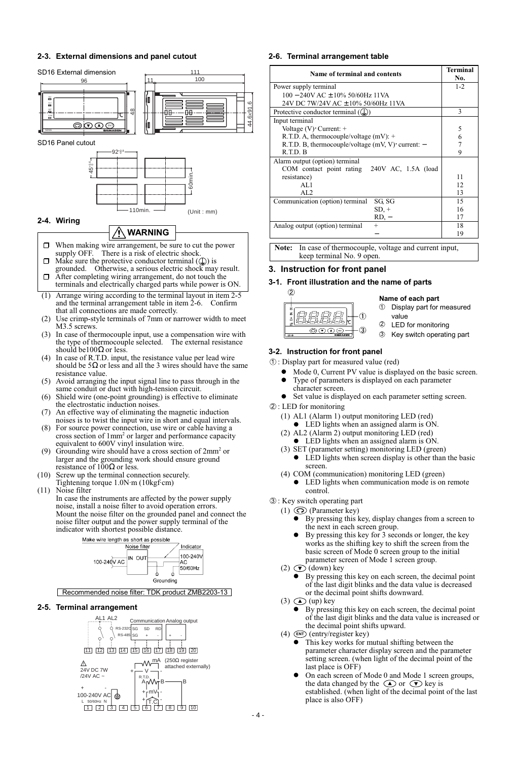## 2-3. External dimensions and panel cutout

SD16 External dimension

SD16 Panel cutout

(Unit : mm)

## 2-4. Wiring

**⚠ WARNING**

- ☐ When making wire arrangement, be sure to cut the power supply OFF. There is a risk of electric shock.
- ☐ Make sure the protective conductor terminal (⏚) is grounded. Otherwise, a serious electric shock may result.
- ☐ After completing wiring arrangement, do not touch the terminals and electrically charged parts while power is ON.

(1) Arrange wiring according to the terminal layout in item 2-5 and the terminal arrangement table in item 2-6. Confirm that all connections are made correctly.

(2) Use crimp-style terminals of 7mm or narrower width to meet M3.5 screws.

(3) In case of thermocouple input, use a compensation wire with the type of thermocouple selected. The external resistance should be100Ω or less.

(4) In case of R.T.D. input, the resistance value per lead wire should be 5Ω or less and all the 3 wires should have the same resistance value.

(5) Avoid arranging the input signal line to pass through in the same conduit or duct with high-tension circuit.

(6) Shield wire (one-point grounding) is effective to eliminate the electrostatic induction noises.

(7) An effective way of eliminating the magnetic induction noises is to twist the input wire in short and equal intervals.

(8) For source power connection, use wire or cable having a cross section of 1mm² or larger and performance capacity equivalent to 600V vinyl insulation wire.

(9) Grounding wire should have a cross section of 2mm² or larger and the grounding work should ensure ground resistance of 100Ω or less.

(10) Screw up the terminal connection securely.
Tightening torque 1.0N·m (10kgf·cm)

(11) Noise filter
In case the instruments are affected by the power supply noise, install a noise filter to avoid operation errors.
Mount the noise filter on the grounded panel and connect the noise filter output and the power supply terminal of the indicator with shortest possible distance.

Recommended noise filter: TDK product ZMB2203-13

## 2-5. Terminal arrangement

## 2-6. Terminal arrangement table

| Name of terminal and contents | Terminal No. |
|---|---|
| Power supply terminal<br>100 −240V AC ±10% 50/60Hz 11VA<br>24V DC 7W/24V AC ±10% 50/60Hz 11VA | 1-2 |
| Protective conductor terminal (⏚) | 3 |
| Input terminal<br>Voltage (V)· Current: +<br>R.T.D. A, thermocouple/voltage (mV): +<br>R.T.D. B, thermocouple/voltage (mV, V)· current: −<br>R.T.D. B | <br>5<br>6<br>7<br>9 |
| Alarm output (option) terminal<br>COM contact point rating 240V AC, 1.5A (load resistance)<br>AL1<br>AL2 | <br><br>11<br>12<br>13 |
| Communication (option) terminal SG, SG<br>SD, +<br>RD, − | 15<br>16<br>17 |
| Analog output (option) terminal +<br>− | 18<br>19 |

**Note:** In case of thermocouple, voltage and current input, keep terminal No. 9 open.

## 3. Instruction for front panel

### 3-1. Front illustration and the name of parts

**Name of each part**

① Display part for measured value
② LED for monitoring
③ Key switch operating part

### 3-2. Instruction for front panel

①: Display part for measured value (red)

- Mode 0, Current PV value is displayed on the basic screen.
- Type of parameters is displayed on each parameter character screen.
- Set value is displayed on each parameter setting screen.

②: LED for monitoring

(1) AL1 (Alarm 1) output monitoring LED (red)
- LED lights when an assigned alarm is ON.

(2) AL2 (Alarm 2) output monitoring LED (red)
- LED lights when an assigned alarm is ON.

(3) SET (parameter setting) monitoring LED (green)
- LED lights when screen display is other than the basic screen.

(4) COM (communication) monitoring LED (green)
- LED lights when communication mode is on remote control.

③: Key switch operating part

(1) (Parameter key)
- By pressing this key, display changes from a screen to the next in each screen group.
- By pressing this key for 3 seconds or longer, the key works as the shifting key to shift the screen from the basic screen of Mode 0 screen group to the initial parameter screen of Mode 1 screen group.

(2) (down) key
- By pressing this key on each screen, the decimal point of the last digit blinks and the data value is decreased or the decimal point shifts downward.

(3) (up) key
- By pressing this key on each screen, the decimal point of the last digit blinks and the data value is increased or the decimal point shifts upward.

(4) (ENT) (entry/register key)
- This key works for mutual shifting between the parameter character display screen and the parameter setting screen. (when light of the decimal point of the last place is OFF)
- On each screen of Mode 0 and Mode 1 screen groups, the data changed by the (up) or (down) key is established. (when light of the decimal point of the last place is also OFF)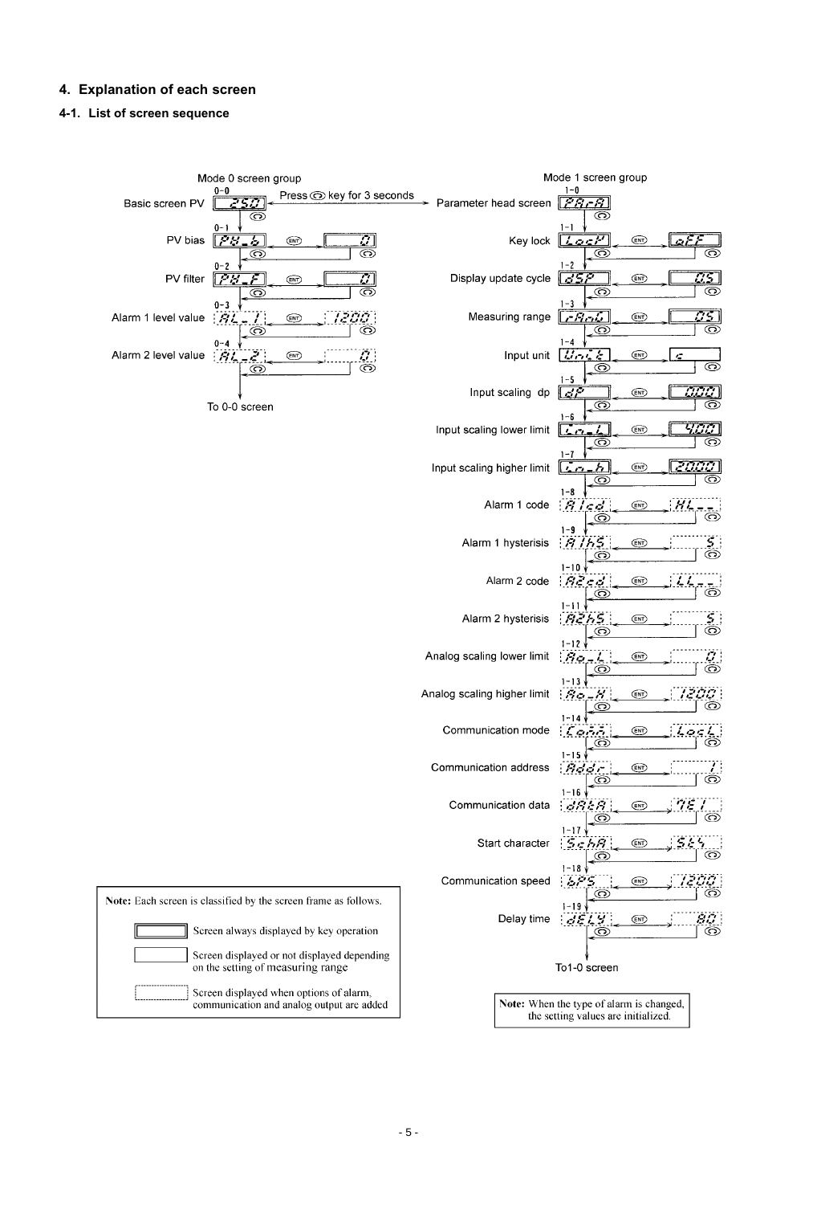## 4. Explanation of each screen

### 4-1. List of screen sequence

**Mode 0 screen group**

| No. | Screen | Display | Setting value |
|---|---|---|---|
| 0-0 | Basic screen PV | 250 | |
| 0-1 | PV bias | PV_b | 0 |
| 0-2 | PV filter | PV_F | 0 |
| 0-3 | Alarm 1 level value | AL_1 | 1200 |
| 0-4 | Alarm 2 level value | AL_2 | 0 |

To 0-0 screen

Press key for 3 seconds (from 0-0 to 1-0)

**Mode 1 screen group**

| No. | Screen | Display | Setting value |
|---|---|---|---|
| 1-0 | Parameter head screen | PArA | |
| 1-1 | Key lock | LocK | oFF |
| 1-2 | Display update cycle | dSP | 0.5 |
| 1-3 | Measuring range | rAnG | 05 |
| 1-4 | Input unit | Unit | c |
| 1-5 | Input scaling dp | dP | 0.000 |
| 1-6 | Input scaling lower limit | in_L | 4.000 |
| 1-7 | Input scaling higher limit | in_H | 20.000 |
| 1-8 | Alarm 1 code | A1cd | HL__ |
| 1-9 | Alarm 1 hysterisis | A1hS | 5 |
| 1-10 | Alarm 2 code | A2cd | LL__ |
| 1-11 | Alarm 2 hysterisis | A2hS | 5 |
| 1-12 | Analog scaling lower limit | Ao_L | 0 |
| 1-13 | Analog scaling higher limit | Ao_H | 1200 |
| 1-14 | Communication mode | Comm | LocL |
| 1-15 | Communication address | Addr | 1 |
| 1-16 | Communication data | dAtA | 7E1 |
| 1-17 | Start character | SchA | StS |
| 1-18 | Communication speed | bPS | 1200 |
| 1-19 | Delay time | dELY | 80 |

To 1-0 screen

**Note:** Each screen is classified by the screen frame as follows.

- (Double frame) Screen always displayed by key operation
- (Single frame) Screen displayed or not displayed depending on the setting of measuring range
- (Dotted frame) Screen displayed when options of alarm, communication and analog output are added

**Note:** When the type of alarm is changed, the setting values are initialized.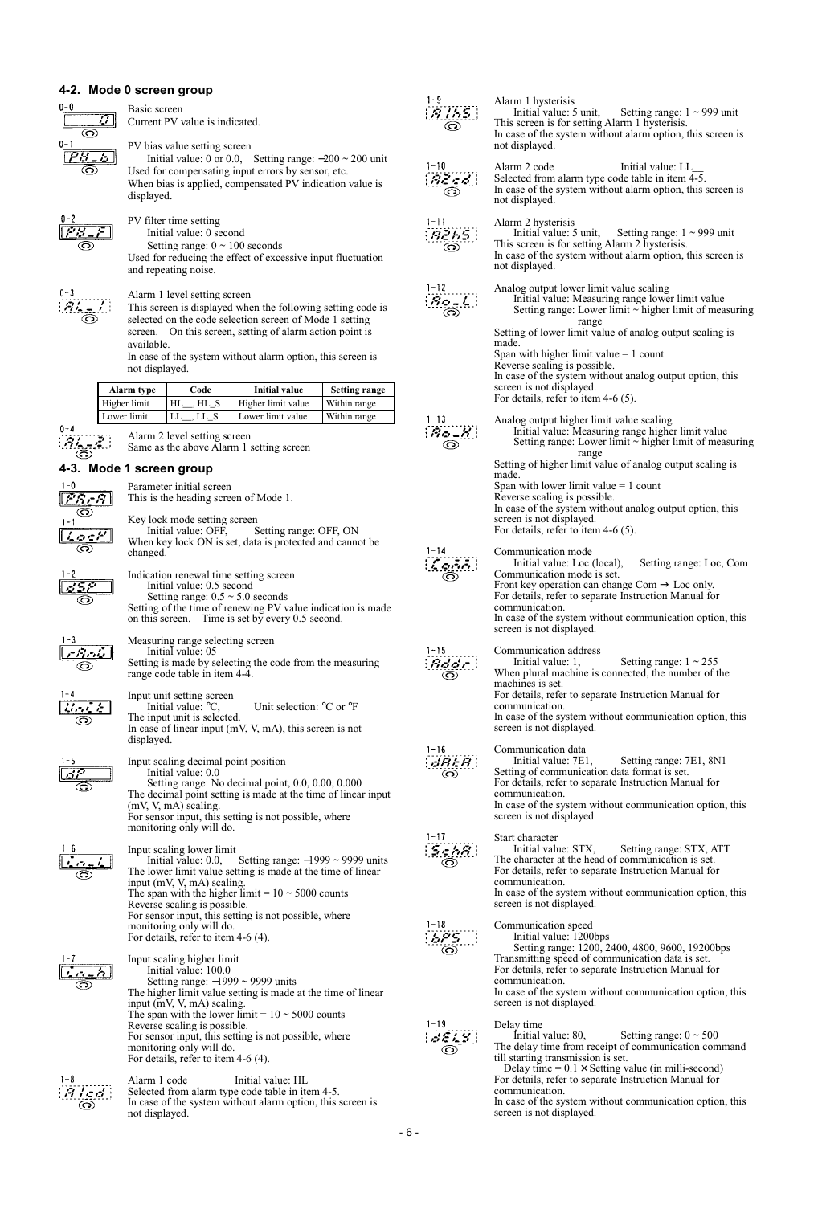## 4-2. Mode 0 screen group

**0-0** Basic screen
Current PV value is indicated.

**0-1** PV bias value setting screen
Initial value: 0 or 0.0, Setting range: −200 ~ 200 unit
Used for compensating input errors by sensor, etc.
When bias is applied, compensated PV indication value is displayed.

**0-2** PV filter time setting
Initial value: 0 second
Setting range: 0 ~ 100 seconds
Used for reducing the effect of excessive input fluctuation and repeating noise.

**0-3** Alarm 1 level setting screen
This screen is displayed when the following setting code is selected on the code selection screen of Mode 1 setting screen. On this screen, setting of alarm action point is available.
In case of the system without alarm option, this screen is not displayed.

| Alarm type | Code | Initial value | Setting range |
|---|---|---|---|
| Higher limit | HL__, HL_S | Higher limit value | Within range |
| Lower limit | LL__, LL_S | Lower limit value | Within range |

**0-4** Alarm 2 level setting screen
Same as the above Alarm 1 setting screen

## 4-3. Mode 1 screen group

**1-0** Parameter initial screen
This is the heading screen of Mode 1.

**1-1** Key lock mode setting screen
Initial value: OFF, Setting range: OFF, ON
When key lock ON is set, data is protected and cannot be changed.

**1-2** Indication renewal time setting screen
Initial value: 0.5 second
Setting range: 0.5 ~ 5.0 seconds
Setting of the time of renewing PV value indication is made on this screen. Time is set by every 0.5 second.

**1-3** Measuring range selecting screen
Initial value: 05
Setting is made by selecting the code from the measuring range code table in item 4-4.

**1-4** Input unit setting screen
Initial value: °C, Unit selection: °C or °F
The input unit is selected.
In case of linear input (mV, V, mA), this screen is not displayed.

**1-5** Input scaling decimal point position
Initial value: 0.0
Setting range: No decimal point, 0.0, 0.00, 0.000
The decimal point setting is made at the time of linear input (mV, V, mA) scaling.
For sensor input, this setting is not possible, where monitoring only will do.

**1-6** Input scaling lower limit
Initial value: 0.0, Setting range: −1999 ~ 9999 units
The lower limit value setting is made at the time of linear input (mV, V, mA) scaling.
The span with the higher limit = 10 ~ 5000 counts
Reverse scaling is possible.
For sensor input, this setting is not possible, where monitoring only will do.
For details, refer to item 4-6 (4).

**1-7** Input scaling higher limit
Initial value: 100.0
Setting range: −1999 ~ 9999 units
The higher limit value setting is made at the time of linear input (mV, V, mA) scaling.
The span with the lower limit = 10 ~ 5000 counts
Reverse scaling is possible.
For sensor input, this setting is not possible, where monitoring only will do.
For details, refer to item 4-6 (4).

**1-8** Alarm 1 code Initial value: HL__
Selected from alarm type code table in item 4-5.
In case of the system without alarm option, this screen is not displayed.

**1-9** Alarm 1 hysterisis
Initial value: 5 unit, Setting range: 1 ~ 999 unit
This screen is for setting Alarm 1 hysterisis.
In case of the system without alarm option, this screen is not displayed.

**1-10** Alarm 2 code Initial value: LL__
Selected from alarm type code table in item 4-5.
In case of the system without alarm option, this screen is not displayed.

**1-11** Alarm 2 hysterisis
Initial value: 5 unit, Setting range: 1 ~ 999 unit
This screen is for setting Alarm 2 hysterisis.
In case of the system without alarm option, this screen is not displayed.

**1-12** Analog output lower limit value scaling
Initial value: Measuring range lower limit value
Setting range: Lower limit ~ higher limit of measuring range
Setting of lower limit value of analog output scaling is made.
Span with higher limit value = 1 count
Reverse scaling is possible.
In case of the system without analog output option, this screen is not displayed.
For details, refer to item 4-6 (5).

**1-13** Analog output higher limit value scaling
Initial value: Measuring range higher limit value
Setting range: Lower limit ~ higher limit of measuring range
Setting of higher limit value of analog output scaling is made.
Span with lower limit value = 1 count
Reverse scaling is possible.
In case of the system without analog output option, this screen is not displayed.
For details, refer to item 4-6 (5).

**1-14** Communication mode
Initial value: Loc (local), Setting range: Loc, Com
Communication mode is set.
Front key operation can change Com → Loc only.
For details, refer to separate Instruction Manual for communication.
In case of the system without communication option, this screen is not displayed.

**1-15** Communication address
Initial value: 1, Setting range: 1 ~ 255
When plural machine is connected, the number of the machines is set.
For details, refer to separate Instruction Manual for communication.
In case of the system without communication option, this screen is not displayed.

**1-16** Communication data
Initial value: 7E1, Setting range: 7E1, 8N1
Setting of communication data format is set.
For details, refer to separate Instruction Manual for communication.
In case of the system without communication option, this screen is not displayed.

**1-17** Start character
Initial value: STX, Setting range: STX, ATT
The character at the head of communication is set.
For details, refer to separate Instruction Manual for communication.
In case of the system without communication option, this screen is not displayed.

**1-18** Communication speed
Initial value: 1200bps
Setting range: 1200, 2400, 4800, 9600, 19200bps
Transmitting speed of communication data is set.
For details, refer to separate Instruction Manual for communication.
In case of the system without communication option, this screen is not displayed.

**1-19** Delay time
Initial value: 80, Setting range: 0 ~ 500
The delay time from receipt of communication command till starting transmission is set.
Delay time = 0.1 × Setting value (in milli-second)
For details, refer to separate Instruction Manual for communication.
In case of the system without communication option, this screen is not displayed.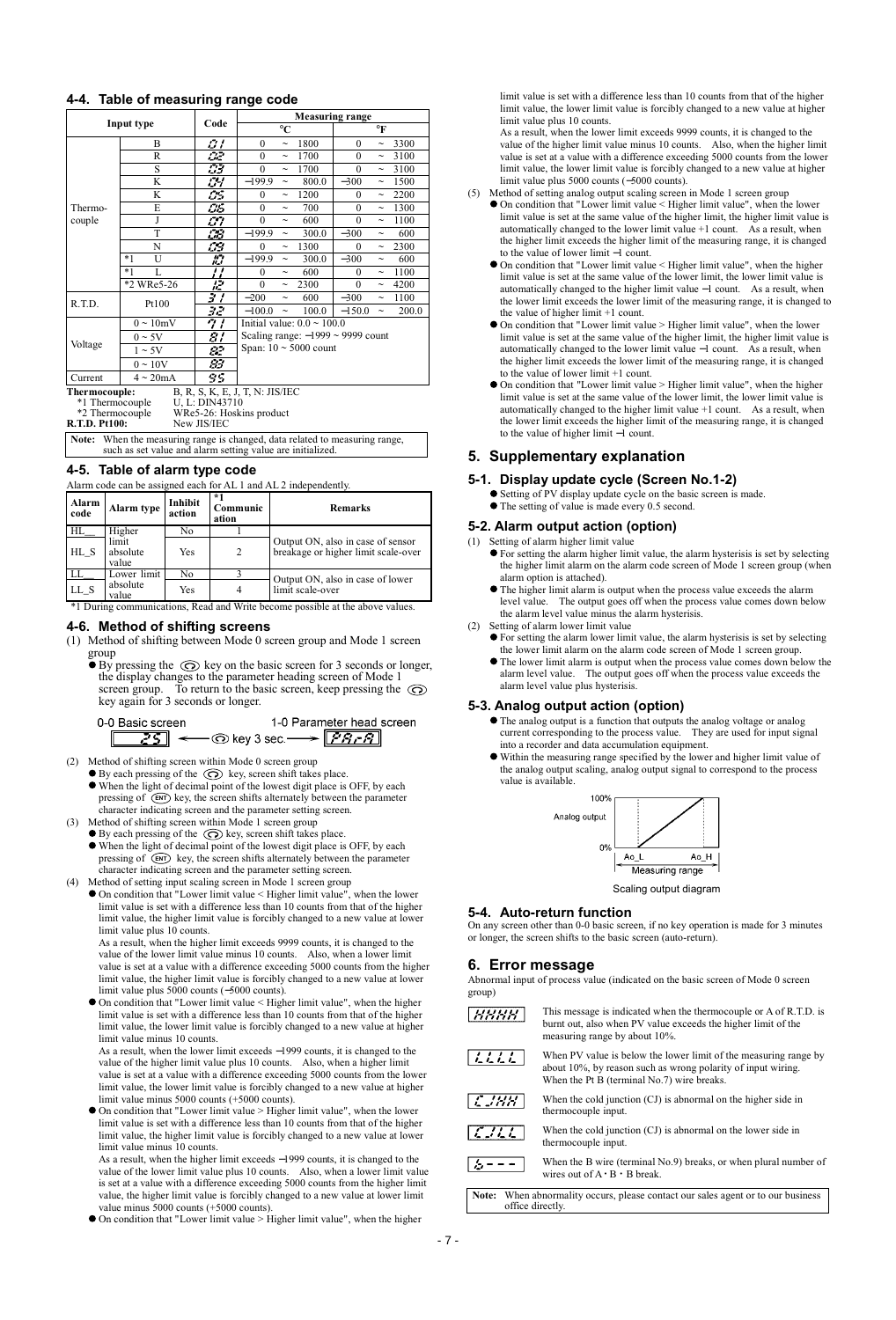### 4-4. Table of measuring range code

| Input type | | Code | Measuring range °C | Measuring range °F |
|---|---|---|---|---|
| Thermo-couple | B | 01 | 0 ~ 1800 | 0 ~ 3300 |
| | R | 02 | 0 ~ 1700 | 0 ~ 3100 |
| | S | 03 | 0 ~ 1700 | 0 ~ 3100 |
| | K | 04 | −199.9 ~ 800.0 | −300 ~ 1500 |
| | K | 05 | 0 ~ 1200 | 0 ~ 2200 |
| | E | 06 | 0 ~ 700 | 0 ~ 1300 |
| | J | 07 | 0 ~ 600 | 0 ~ 1100 |
| | T | 08 | −199.9 ~ 300.0 | −300 ~ 600 |
| | N | 09 | 0 ~ 1300 | 0 ~ 2300 |
| | *1 U | 10 | −199.9 ~ 300.0 | −300 ~ 600 |
| | *1 L | 11 | 0 ~ 600 | 0 ~ 1100 |
| | *2 WRe5-26 | 12 | 0 ~ 2300 | 0 ~ 4200 |
| R.T.D. | Pt100 | 31 | −200 ~ 600 | −300 ~ 1100 |
| | | 32 | −100.0 ~ 100.0 | −150.0 ~ 200.0 |
| Voltage | 0 ~ 10mV | 71 | Initial value: 0.0 ~ 100.0 | |
| | 0 ~ 5V | 81 | Scaling range: −1999 ~ 9999 count | |
| | 1 ~ 5V | 82 | Span: 10 ~ 5000 count | |
| | 0 ~ 10V | 83 | | |
| Current | 4 ~ 20mA | 95 | | |

**Thermocouple:** B, R, S, K, E, J, T, N: JIS/IEC
*1 Thermocouple U, L: DIN43710
*2 Thermocouple WRe5-26: Hoskins product
**R.T.D. Pt100:** New JIS/IEC

**Note:** When the measuring range is changed, data related to measuring range, such as set value and alarm setting value are initialized.

### 4-5. Table of alarm type code

Alarm code can be assigned each for AL 1 and AL 2 independently.

| Alarm code | Alarm type | Inhibit action | *1 Communication | Remarks |
|---|---|---|---|---|
| HL__ | Higher limit absolute value | No | 1 | Output ON, also in case of sensor breakage or higher limit scale-over |
| HL_S | | Yes | 2 | |
| LL__ | Lower limit absolute value | No | 3 | Output ON, also in case of lower limit scale-over |
| LL_S | | Yes | 4 | |

*1 During communications, Read and Write become possible at the above values.

### 4-6. Method of shifting screens

(1) Method of shifting between Mode 0 screen group and Mode 1 screen group
- By pressing the key on the basic screen for 3 seconds or longer, the display changes to the parameter heading screen of Mode 1 screen group. To return to the basic screen, keep pressing the key again for 3 seconds or longer.

0-0 Basic screen [25] ← key 3 sec. → 1-0 Parameter head screen [PA.-A]

(2) Method of shifting screen within Mode 0 screen group
- By each pressing of the key, screen shift takes place.
- When the light of decimal point of the lowest digit place is OFF, by each pressing of (ENT) key, the screen shifts alternately between the parameter character indicating screen and the parameter setting screen.

(3) Method of shifting screen within Mode 1 screen group
- By each pressing of the key, screen shift takes place.
- When the light of decimal point of the lowest digit place is OFF, by each pressing of (ENT) key, the screen shifts alternately between the parameter character indicating screen and the parameter setting screen.

(4) Method of setting input scaling screen in Mode 1 screen group
- On condition that "Lower limit value < Higher limit value", when the lower limit value is set with a difference less than 10 counts from that of the higher limit value, the higher limit value is forcibly changed to a new value at lower limit value plus 10 counts.
  As a result, when the higher limit exceeds 9999 counts, it is changed to the value of the lower limit value minus 10 counts. Also, when a lower limit value is set at a value with a difference exceeding 5000 counts from the higher limit value, the higher limit value is forcibly changed to a new value at lower limit value plus 5000 counts (−5000 counts).
- On condition that "Lower limit value < Higher limit value", when the higher limit value is set with a difference less than 10 counts from that of the higher limit value, the lower limit value is forcibly changed to a new value at higher limit value minus 10 counts.
  As a result, when the lower limit exceeds −1999 counts, it is changed to the value of the higher limit value plus 10 counts. Also, when a higher limit value is set at a value with a difference exceeding 5000 counts from the lower limit value, the lower limit value is forcibly changed to a new value at higher limit value minus 5000 counts (+5000 counts).
- On condition that "Lower limit value > Higher limit value", when the lower limit value is set with a difference less than 10 counts from that of the higher limit value, the higher limit value is forcibly changed to a new value at lower limit value minus 10 counts.
  As a result, when the higher limit exceeds −1999 counts, it is changed to the value of the lower limit value plus 10 counts. Also, when a lower limit value is set at a value with a difference exceeding 5000 counts from the higher limit value, the higher limit value is forcibly changed to a new value at lower limit value minus 5000 counts (+5000 counts).
- On condition that "Lower limit value > Higher limit value", when the higher limit value is set with a difference less than 10 counts from that of the higher limit value, the lower limit value is forcibly changed to a new value at higher limit value plus 10 counts.
  As a result, when the lower limit exceeds 9999 counts, it is changed to the value of the higher limit value minus 10 counts. Also, when the higher limit value is set at a value with a difference exceeding 5000 counts from the lower limit value, the lower limit value is forcibly changed to a new value at higher limit value plus 5000 counts (−5000 counts).

(5) Method of setting analog output scaling screen in Mode 1 screen group
- On condition that "Lower limit value < Higher limit value", when the lower limit value is set at the same value of the higher limit, the higher limit value is automatically changed to the lower limit value +1 count. As a result, when the higher limit exceeds the higher limit of the measuring range, it is changed to the value of lower limit −1 count.
- On condition that "Lower limit value < Higher limit value", when the higher limit value is set at the same value of the lower limit, the lower limit value is automatically changed to the higher limit value −1 count. As a result, when the lower limit exceeds the lower limit of the measuring range, it is changed to the value of higher limit +1 count.
- On condition that "Lower limit value > Higher limit value", when the lower limit value is set at the same value of the higher limit, the higher limit value is automatically changed to the lower limit value −1 count. As a result, when the higher limit exceeds the lower limit of the measuring range, it is changed to the value of lower limit +1 count.
- On condition that "Lower limit value > Higher limit value", when the higher limit value is set at the same value of the lower limit, the lower limit value is automatically changed to the higher limit value +1 count. As a result, when the lower limit exceeds the higher limit of the measuring range, it is changed to the value of higher limit −1 count.

## 5. Supplementary explanation

### 5-1. Display update cycle (Screen No.1-2)
- Setting of PV display update cycle on the basic screen is made.
- The setting of value is made every 0.5 second.

### 5-2. Alarm output action (option)
(1) Setting of alarm higher limit value
- For setting the alarm higher limit value, the alarm hysteresis is set by selecting the higher limit alarm on the alarm code screen of Mode 1 screen group (when alarm option is attached).
- The higher limit alarm is output when the process value exceeds the alarm level value. The output goes off when the process value comes down below the alarm level value minus the alarm hysteresis.

(2) Setting of alarm lower limit value
- For setting the alarm lower limit value, the alarm hysteresis is set by selecting the lower limit alarm on the alarm code screen of Mode 1 screen group.
- The lower limit alarm is output when the process value comes down below the alarm level value. The output goes off when the process value exceeds the alarm level value plus hysteresis.

### 5-3. Analog output action (option)
- The analog output is a function that outputs the analog voltage or analog current corresponding to the process value. They are used for input signal into a recorder and data accumulation equipment.
- Within the measuring range specified by the lower and higher limit value of the analog output scaling, analog output signal to correspond to the process value is available.

100% Analog output 0% Ao_L Ao_H Measuring range

Scaling output diagram

### 5-4. Auto-return function
On any screen other than 0-0 basic screen, if no key operation is made for 3 minutes or longer, the screen shifts to the basic screen (auto-return).

## 6. Error message
Abnormal input of process value (indicated on the basic screen of Mode 0 screen group)

| Display | Description |
|---|---|
| HHHH | This message is indicated when the thermocouple or A of R.T.D. is burnt out, also when PV value exceeds the higher limit of the measuring range by about 10%. |
| LLLL | When PV value is below the lower limit of the measuring range by about 10%, by reason such as wrong polarity of input wiring. When the Pt B (terminal No.7) wire breaks. |
| CJHH | When the cold junction (CJ) is abnormal on the higher side in thermocouple input. |
| CJLL | When the cold junction (CJ) is abnormal on the lower side in thermocouple input. |
| b - - - | When the B wire (terminal No.9) breaks, or when plural number of wires out of A・B・B break. |

**Note:** When abnormality occurs, please contact our sales agent or to our business office directly.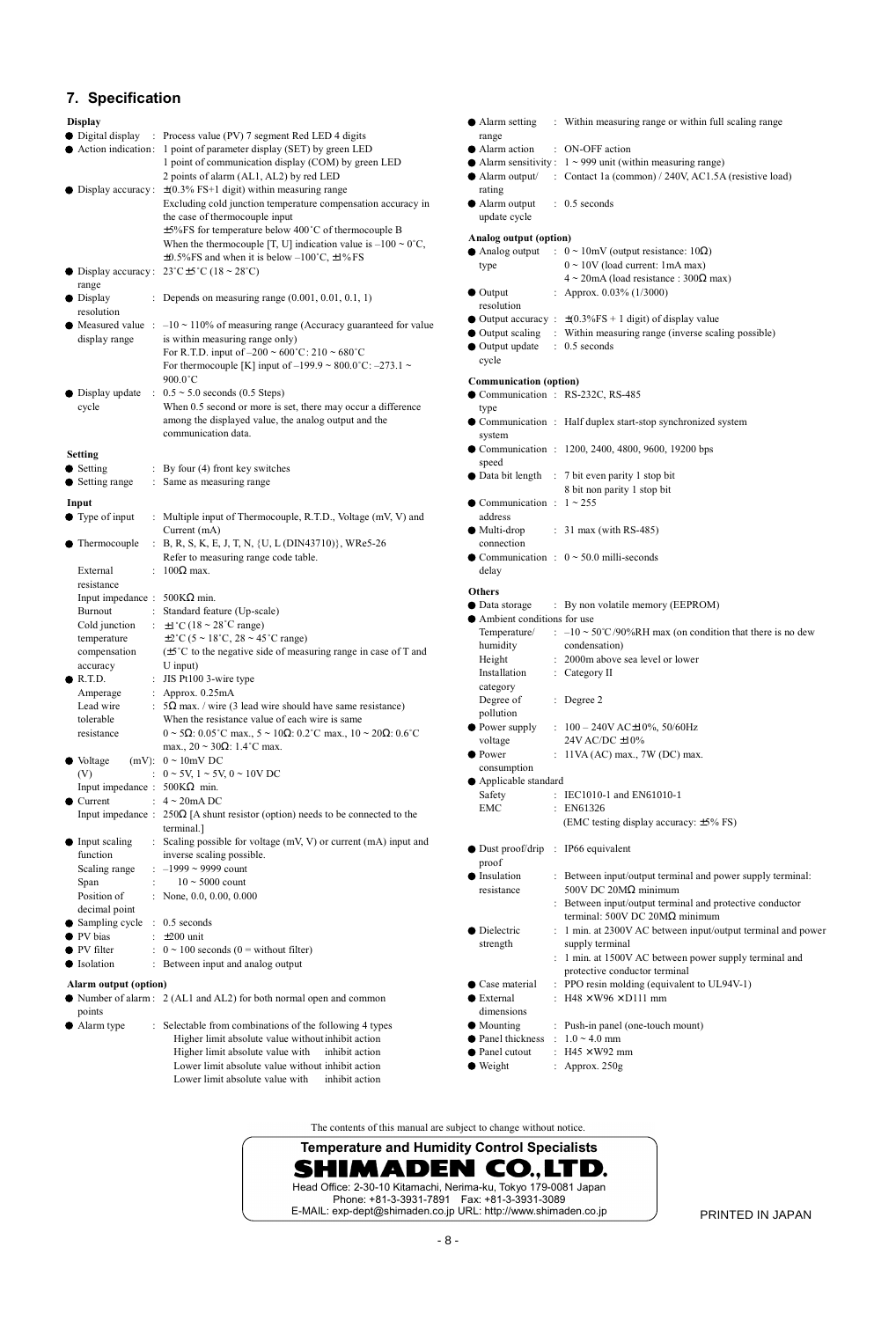## 7. Specification

**Display**

- Digital display : Process value (PV) 7 segment Red LED 4 digits
- Action indication : 1 point of parameter display (SET) by green LED
  1 point of communication display (COM) by green LED
  2 points of alarm (AL1, AL2) by red LED
- Display accuracy : ±(0.3% FS+1 digit) within measuring range
  Excluding cold junction temperature compensation accuracy in the case of thermocouple input
  ±5%FS for temperature below 400˚C of thermocouple B
  When the thermocouple [T, U] indication value is –100 ~ 0˚C, ±0.5%FS and when it is below –100˚C, ±1%FS
- Display accuracy range : 23˚C±5˚C (18 ~ 28˚C)
- Display resolution : Depends on measuring range (0.001, 0.01, 0.1, 1)
- Measured value display range : –10 ~ 110% of measuring range (Accuracy guaranteed for value is within measuring range only)
  For R.T.D. input of –200 ~ 600˚C: 210 ~ 680˚C
  For thermocouple [K] input of –199.9 ~ 800.0˚C: –273.1 ~ 900.0˚C
- Display update cycle : 0.5 ~ 5.0 seconds (0.5 Steps)
  When 0.5 second or more is set, there may occur a difference among the displayed value, the analog output and the communication data.

**Setting**

- Setting : By four (4) front key switches
- Setting range : Same as measuring range

**Input**

- Type of input : Multiple input of Thermocouple, R.T.D., Voltage (mV, V) and Current (mA)
- Thermocouple : B, R, S, K, E, J, T, N, {U, L (DIN43710)}, WRe5-26
  Refer to measuring range code table.
  External resistance : 100Ω max.
  Input impedance : 500KΩ min.
  Burnout : Standard feature (Up-scale)
  Cold junction temperature compensation accuracy : ±1˚C (18 ~ 28˚C range)
  ±2˚C (5 ~ 18˚C, 28 ~ 45˚C range)
  (±5˚C to the negative side of measuring range in case of T and U input)
- R.T.D. : JIS Pt100 3-wire type
  Amperage : Approx. 0.25mA
  Lead wire tolerable resistance : 5Ω max. / wire (3 lead wire should have same resistance)
  When the resistance value of each wire is same
  0 ~ 5Ω: 0.05˚C max., 5 ~ 10Ω: 0.2˚C max., 10 ~ 20Ω: 0.6˚C max., 20 ~ 30Ω: 1.4˚C max.
- Voltage (mV): 0 ~ 10mV DC
  (V) : 0 ~ 5V, 1 ~ 5V, 0 ~ 10V DC
  Input impedance : 500KΩ min.
- Current : 4 ~ 20mA DC
  Input impedance : 250Ω [A shunt resistor (option) needs to be connected to the terminal.]
- Input scaling function : Scaling possible for voltage (mV, V) or current (mA) input and inverse scaling possible.
  Scaling range : –1999 ~ 9999 count
  Span : 10 ~ 5000 count
  Position of decimal point : None, 0.0, 0.00, 0.000
- Sampling cycle : 0.5 seconds
- PV bias : ±200 unit
- PV filter : 0 ~ 100 seconds (0 = without filter)
- Isolation : Between input and analog output

**Alarm output (option)**

- Number of alarm points : 2 (AL1 and AL2) for both normal open and common
- Alarm type : Selectable from combinations of the following 4 types
  Higher limit absolute value without inhibit action
  Higher limit absolute value with inhibit action
  Lower limit absolute value without inhibit action
  Lower limit absolute value with inhibit action
- Alarm setting range : Within measuring range or within full scaling range
- Alarm action : ON-OFF action
- Alarm sensitivity : 1 ~ 999 unit (within measuring range)
- Alarm output/ rating : Contact 1a (common) / 240V, AC1.5A (resistive load)
- Alarm output update cycle : 0.5 seconds

**Analog output (option)**

- Analog output type : 0 ~ 10mV (output resistance: 10Ω)
  0 ~ 10V (load current: 1mA max)
  4 ~ 20mA (load resistance : 300Ω max)
- Output resolution : Approx. 0.03% (1/3000)
- Output accuracy : ±(0.3%FS + 1 digit) of display value
- Output scaling : Within measuring range (inverse scaling possible)
- Output update cycle : 0.5 seconds

**Communication (option)**

- Communication type : RS-232C, RS-485
- Communication system : Half duplex start-stop synchronized system
- Communication speed : 1200, 2400, 4800, 9600, 19200 bps
- Data bit length : 7 bit even parity 1 stop bit
  8 bit non parity 1 stop bit
- Communication address : 1 ~ 255
- Multi-drop connection : 31 max (with RS-485)
- Communication delay : 0 ~ 50.0 milli-seconds

**Others**

- Data storage : By non volatile memory (EEPROM)
- Ambient conditions for use
  Temperature/ humidity : –10 ~ 50˚C /90%RH max (on condition that there is no dew condensation)
  Height : 2000m above sea level or lower
  Installation category : Category II
  Degree of pollution : Degree 2
- Power supply voltage : 100 – 240V AC±10%, 50/60Hz
  24V AC/DC ±10%
- Power consumption : 11VA (AC) max., 7W (DC) max.
- Applicable standard
  Safety : IEC1010-1 and EN61010-1
  EMC : EN61326
  (EMC testing display accuracy: ±5% FS)
- Dust proof/drip proof : IP66 equivalent
- Insulation resistance : Between input/output terminal and power supply terminal: 500V DC 20MΩ minimum
  : Between input/output terminal and protective conductor terminal: 500V DC 20MΩ minimum
- Dielectric strength : 1 min. at 2300V AC between input/output terminal and power supply terminal
  : 1 min. at 1500V AC between power supply terminal and protective conductor terminal
- Case material : PPO resin molding (equivalent to UL94V-1)
- External dimensions : H48 × W96 × D111 mm
- Mounting : Push-in panel (one-touch mount)
- Panel thickness : 1.0 ~ 4.0 mm
- Panel cutout : H45 × W92 mm
- Weight : Approx. 250g

The contents of this manual are subject to change without notice.

**Temperature and Humidity Control Specialists**

**SHIMADEN CO., LTD.**

Head Office: 2-30-10 Kitamachi, Nerima-ku, Tokyo 179-0081 Japan
Phone: +81-3-3931-7891 Fax: +81-3-3931-3089
E-MAIL: exp-dept@shimaden.co.jp URL: http://www.shimaden.co.jp

PRINTED IN JAPAN